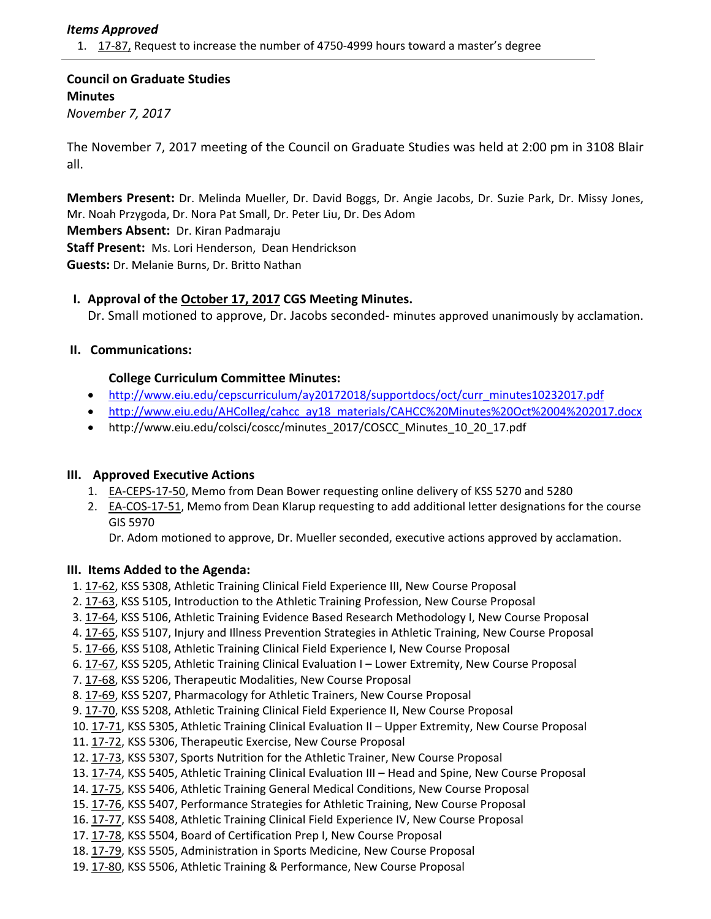***Items Approved***

1. 17-87, Request to increase the number of 4750-4999 hours toward a master's degree

---

**Council on Graduate Studies**
**Minutes**
*November 7, 2017*

The November 7, 2017 meeting of the Council on Graduate Studies was held at 2:00 pm in 3108 Blair all.

**Members Present:** Dr. Melinda Mueller, Dr. David Boggs, Dr. Angie Jacobs, Dr. Suzie Park, Dr. Missy Jones, Mr. Noah Przygoda, Dr. Nora Pat Small, Dr. Peter Liu, Dr. Des Adom
**Members Absent:** Dr. Kiran Padmaraju
**Staff Present:** Ms. Lori Henderson, Dean Hendrickson
**Guests:** Dr. Melanie Burns, Dr. Britto Nathan

## I. Approval of the October 17, 2017 CGS Meeting Minutes.

Dr. Small motioned to approve, Dr. Jacobs seconded- minutes approved unanimously by acclamation.

## II. Communications:

### College Curriculum Committee Minutes:

- http://www.eiu.edu/cepscurriculum/ay20172018/supportdocs/oct/curr_minutes10232017.pdf
- http://www.eiu.edu/AHColleg/cahcc_ay18_materials/CAHCC%20Minutes%20Oct%2004%202017.docx
- http://www.eiu.edu/colsci/coscc/minutes_2017/COSCC_Minutes_10_20_17.pdf

## III. Approved Executive Actions

1. EA-CEPS-17-50, Memo from Dean Bower requesting online delivery of KSS 5270 and 5280
2. EA-COS-17-51, Memo from Dean Klarup requesting to add additional letter designations for the course GIS 5970

   Dr. Adom motioned to approve, Dr. Mueller seconded, executive actions approved by acclamation.

## III. Items Added to the Agenda:

1. 17-62, KSS 5308, Athletic Training Clinical Field Experience III, New Course Proposal
2. 17-63, KSS 5105, Introduction to the Athletic Training Profession, New Course Proposal
3. 17-64, KSS 5106, Athletic Training Evidence Based Research Methodology I, New Course Proposal
4. 17-65, KSS 5107, Injury and Illness Prevention Strategies in Athletic Training, New Course Proposal
5. 17-66, KSS 5108, Athletic Training Clinical Field Experience I, New Course Proposal
6. 17-67, KSS 5205, Athletic Training Clinical Evaluation I – Lower Extremity, New Course Proposal
7. 17-68, KSS 5206, Therapeutic Modalities, New Course Proposal
8. 17-69, KSS 5207, Pharmacology for Athletic Trainers, New Course Proposal
9. 17-70, KSS 5208, Athletic Training Clinical Field Experience II, New Course Proposal
10. 17-71, KSS 5305, Athletic Training Clinical Evaluation II – Upper Extremity, New Course Proposal
11. 17-72, KSS 5306, Therapeutic Exercise, New Course Proposal
12. 17-73, KSS 5307, Sports Nutrition for the Athletic Trainer, New Course Proposal
13. 17-74, KSS 5405, Athletic Training Clinical Evaluation III – Head and Spine, New Course Proposal
14. 17-75, KSS 5406, Athletic Training General Medical Conditions, New Course Proposal
15. 17-76, KSS 5407, Performance Strategies for Athletic Training, New Course Proposal
16. 17-77, KSS 5408, Athletic Training Clinical Field Experience IV, New Course Proposal
17. 17-78, KSS 5504, Board of Certification Prep I, New Course Proposal
18. 17-79, KSS 5505, Administration in Sports Medicine, New Course Proposal
19. 17-80, KSS 5506, Athletic Training & Performance, New Course Proposal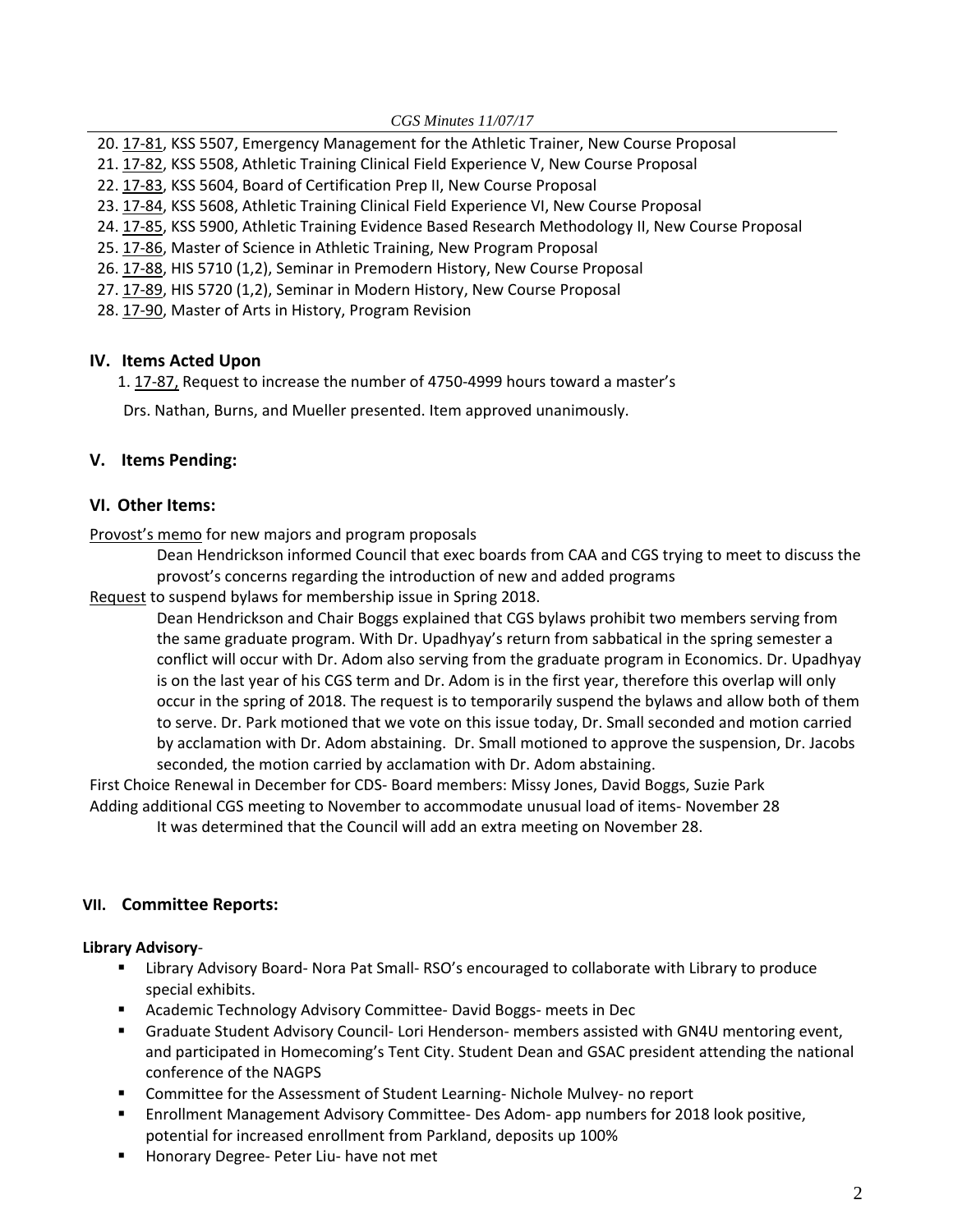20. 17-81, KSS 5507, Emergency Management for the Athletic Trainer, New Course Proposal
21. 17-82, KSS 5508, Athletic Training Clinical Field Experience V, New Course Proposal
22. 17-83, KSS 5604, Board of Certification Prep II, New Course Proposal
23. 17-84, KSS 5608, Athletic Training Clinical Field Experience VI, New Course Proposal
24. 17-85, KSS 5900, Athletic Training Evidence Based Research Methodology II, New Course Proposal
25. 17-86, Master of Science in Athletic Training, New Program Proposal
26. 17-88, HIS 5710 (1,2), Seminar in Premodern History, New Course Proposal
27. 17-89, HIS 5720 (1,2), Seminar in Modern History, New Course Proposal
28. 17-90, Master of Arts in History, Program Revision

## IV. Items Acted Upon

1. 17-87, Request to increase the number of 4750-4999 hours toward a master's

   Drs. Nathan, Burns, and Mueller presented. Item approved unanimously.

## V. Items Pending:

## VI. Other Items:

Provost's memo for new majors and program proposals

Dean Hendrickson informed Council that exec boards from CAA and CGS trying to meet to discuss the provost's concerns regarding the introduction of new and added programs

Request to suspend bylaws for membership issue in Spring 2018.

Dean Hendrickson and Chair Boggs explained that CGS bylaws prohibit two members serving from the same graduate program. With Dr. Upadhyay's return from sabbatical in the spring semester a conflict will occur with Dr. Adom also serving from the graduate program in Economics. Dr. Upadhyay is on the last year of his CGS term and Dr. Adom is in the first year, therefore this overlap will only occur in the spring of 2018. The request is to temporarily suspend the bylaws and allow both of them to serve. Dr. Park motioned that we vote on this issue today, Dr. Small seconded and motion carried by acclamation with Dr. Adom abstaining. Dr. Small motioned to approve the suspension, Dr. Jacobs seconded, the motion carried by acclamation with Dr. Adom abstaining.

First Choice Renewal in December for CDS- Board members: Missy Jones, David Boggs, Suzie Park

Adding additional CGS meeting to November to accommodate unusual load of items- November 28

It was determined that the Council will add an extra meeting on November 28.

## VII. Committee Reports:

**Library Advisory**-

- Library Advisory Board- Nora Pat Small- RSO's encouraged to collaborate with Library to produce special exhibits.
- Academic Technology Advisory Committee- David Boggs- meets in Dec
- Graduate Student Advisory Council- Lori Henderson- members assisted with GN4U mentoring event, and participated in Homecoming's Tent City. Student Dean and GSAC president attending the national conference of the NAGPS
- Committee for the Assessment of Student Learning- Nichole Mulvey- no report
- Enrollment Management Advisory Committee- Des Adom- app numbers for 2018 look positive, potential for increased enrollment from Parkland, deposits up 100%
- Honorary Degree- Peter Liu- have not met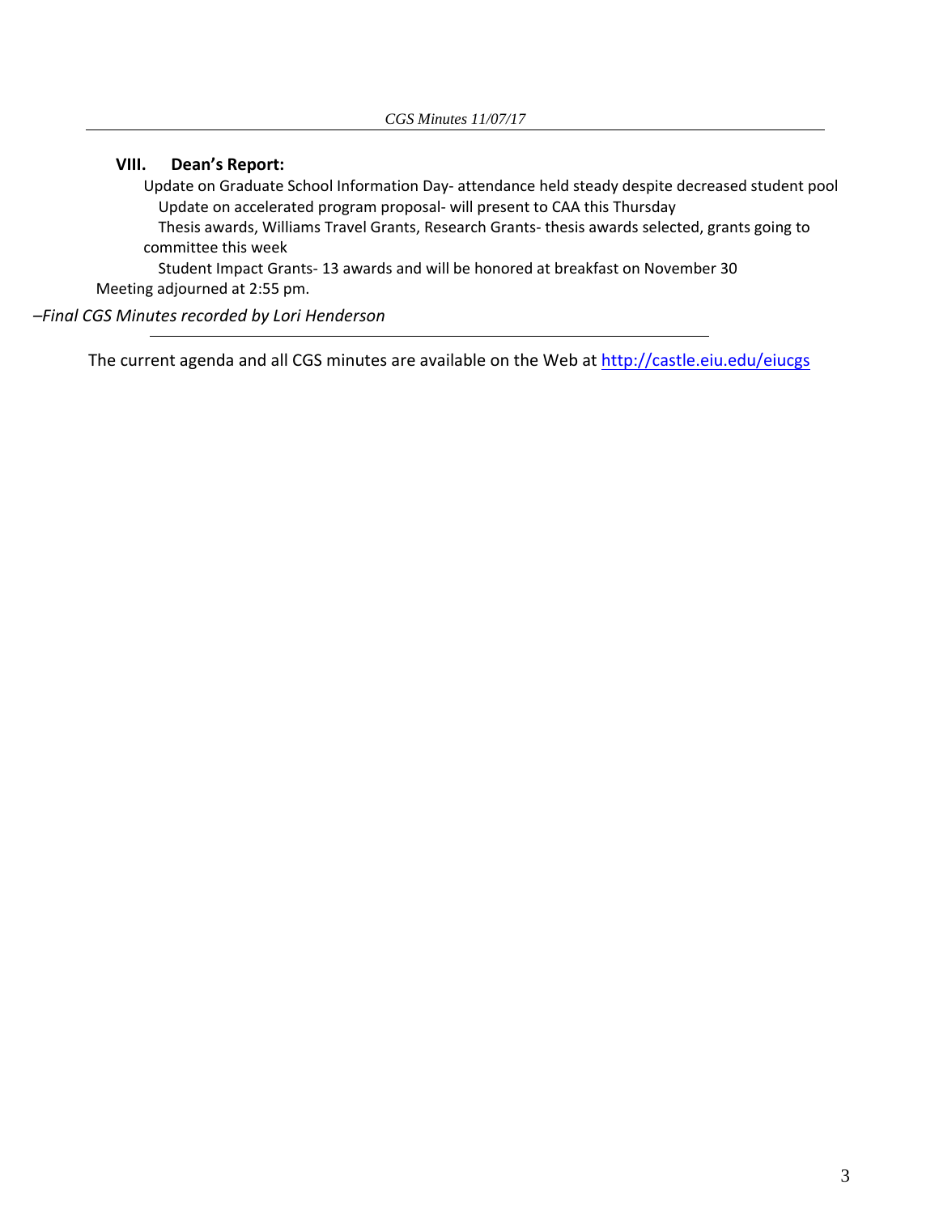## VIII. Dean's Report:

- Update on Graduate School Information Day- attendance held steady despite decreased student pool
- Update on accelerated program proposal- will present to CAA this Thursday
- Thesis awards, Williams Travel Grants, Research Grants- thesis awards selected, grants going to committee this week
- Student Impact Grants- 13 awards and will be honored at breakfast on November 30

Meeting adjourned at 2:55 pm.

*–Final CGS Minutes recorded by Lori Henderson*

---

The current agenda and all CGS minutes are available on the Web at [http://castle.eiu.edu/eiucgs](http://castle.eiu.edu/eiucgs)